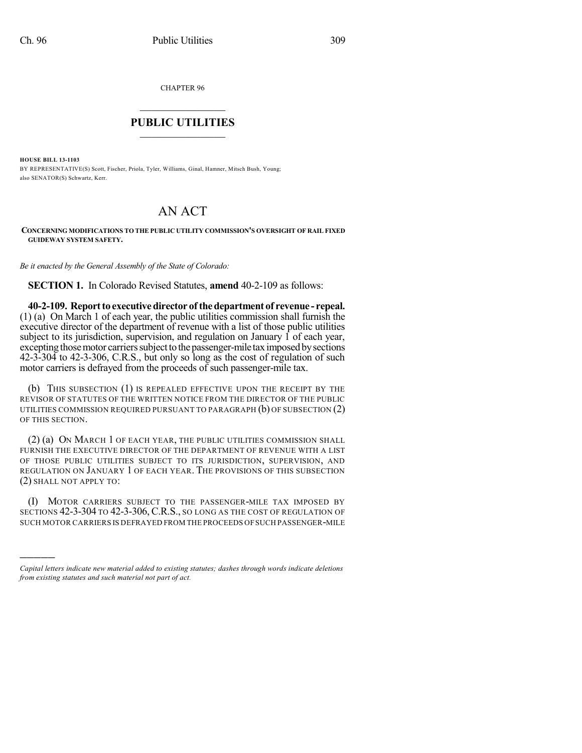CHAPTER 96

## PUBLIC UTILITIES

**HOUSE BILL 13-1103**

BY REPRESENTATIVE(S) Scott, Fischer, Priola, Tyler, Williams, Ginal, Hamner, Mitsch Bush, Young; also SENATOR(S) Schwartz, Kerr.

# AN ACT

**CONCERNING MODIFICATIONS TO THE PUBLIC UTILITY COMMISSION'S OVERSIGHT OF RAIL FIXED GUIDEWAY SYSTEM SAFETY.**

*Be it enacted by the General Assembly of the State of Colorado:*

**SECTION 1.** In Colorado Revised Statutes, **amend** 40-2-109 as follows:

**40-2-109. Report to executive director of the department of revenue - repeal.** (1) (a) On March 1 of each year, the public utilities commission shall furnish the executive director of the department of revenue with a list of those public utilities subject to its jurisdiction, supervision, and regulation on January 1 of each year, excepting those motor carriers subject to the passenger-mile tax imposed by sections 42-3-304 to 42-3-306, C.R.S., but only so long as the cost of regulation of such motor carriers is defrayed from the proceeds of such passenger-mile tax.

(b) THIS SUBSECTION (1) IS REPEALED EFFECTIVE UPON THE RECEIPT BY THE REVISOR OF STATUTES OF THE WRITTEN NOTICE FROM THE DIRECTOR OF THE PUBLIC UTILITIES COMMISSION REQUIRED PURSUANT TO PARAGRAPH (b) OF SUBSECTION (2) OF THIS SECTION.

(2) (a) ON MARCH 1 OF EACH YEAR, THE PUBLIC UTILITIES COMMISSION SHALL FURNISH THE EXECUTIVE DIRECTOR OF THE DEPARTMENT OF REVENUE WITH A LIST OF THOSE PUBLIC UTILITIES SUBJECT TO ITS JURISDICTION, SUPERVISION, AND REGULATION ON JANUARY 1 OF EACH YEAR. THE PROVISIONS OF THIS SUBSECTION (2) SHALL NOT APPLY TO:

(I) MOTOR CARRIERS SUBJECT TO THE PASSENGER-MILE TAX IMPOSED BY SECTIONS 42-3-304 TO 42-3-306, C.R.S., SO LONG AS THE COST OF REGULATION OF SUCH MOTOR CARRIERS IS DEFRAYED FROM THE PROCEEDS OF SUCH PASSENGER-MILE

*Capital letters indicate new material added to existing statutes; dashes through words indicate deletions from existing statutes and such material not part of act.*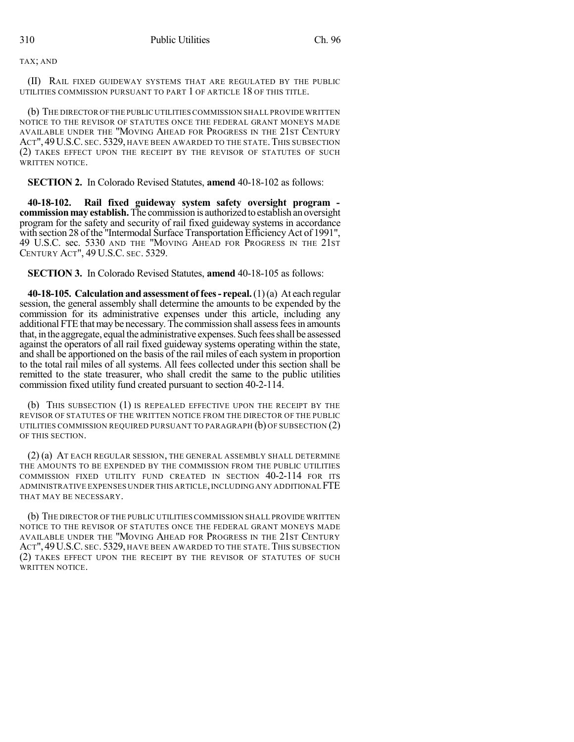TAX; AND

(II) RAIL FIXED GUIDEWAY SYSTEMS THAT ARE REGULATED BY THE PUBLIC UTILITIES COMMISSION PURSUANT TO PART 1 OF ARTICLE 18 OF THIS TITLE.

(b) THE DIRECTOR OF THE PUBLIC UTILITIES COMMISSION SHALL PROVIDE WRITTEN NOTICE TO THE REVISOR OF STATUTES ONCE THE FEDERAL GRANT MONEYS MADE AVAILABLE UNDER THE "MOVING AHEAD FOR PROGRESS IN THE 21ST CENTURY ACT", 49 U.S.C. SEC. 5329, HAVE BEEN AWARDED TO THE STATE. THIS SUBSECTION (2) TAKES EFFECT UPON THE RECEIPT BY THE REVISOR OF STATUTES OF SUCH WRITTEN NOTICE.

**SECTION 2.** In Colorado Revised Statutes, **amend** 40-18-102 as follows:

**40-18-102. Rail fixed guideway system safety oversight program - commission may establish.** The commission is authorized to establish an oversight program for the safety and security of rail fixed guideway systems in accordance with section 28 of the "Intermodal Surface Transportation Efficiency Act of 1991", 49 U.S.C. sec. 5330 AND THE "MOVING AHEAD FOR PROGRESS IN THE 21ST CENTURY ACT", 49 U.S.C. SEC. 5329.

**SECTION 3.** In Colorado Revised Statutes, **amend** 40-18-105 as follows:

**40-18-105. Calculation and assessment of fees - repeal.** (1) (a) At each regular session, the general assembly shall determine the amounts to be expended by the commission for its administrative expenses under this article, including any additional FTE that may be necessary. The commission shall assess fees in amounts that, in the aggregate, equal the administrative expenses. Such fees shall be assessed against the operators of all rail fixed guideway systems operating within the state, and shall be apportioned on the basis of the rail miles of each system in proportion to the total rail miles of all systems. All fees collected under this section shall be remitted to the state treasurer, who shall credit the same to the public utilities commission fixed utility fund created pursuant to section 40-2-114.

(b) THIS SUBSECTION (1) IS REPEALED EFFECTIVE UPON THE RECEIPT BY THE REVISOR OF STATUTES OF THE WRITTEN NOTICE FROM THE DIRECTOR OF THE PUBLIC UTILITIES COMMISSION REQUIRED PURSUANT TO PARAGRAPH (b) OF SUBSECTION (2) OF THIS SECTION.

(2) (a) AT EACH REGULAR SESSION, THE GENERAL ASSEMBLY SHALL DETERMINE THE AMOUNTS TO BE EXPENDED BY THE COMMISSION FROM THE PUBLIC UTILITIES COMMISSION FIXED UTILITY FUND CREATED IN SECTION 40-2-114 FOR ITS ADMINISTRATIVE EXPENSES UNDER THIS ARTICLE, INCLUDING ANY ADDITIONAL FTE THAT MAY BE NECESSARY.

(b) THE DIRECTOR OF THE PUBLIC UTILITIES COMMISSION SHALL PROVIDE WRITTEN NOTICE TO THE REVISOR OF STATUTES ONCE THE FEDERAL GRANT MONEYS MADE AVAILABLE UNDER THE "MOVING AHEAD FOR PROGRESS IN THE 21ST CENTURY ACT", 49 U.S.C. SEC. 5329, HAVE BEEN AWARDED TO THE STATE. THIS SUBSECTION (2) TAKES EFFECT UPON THE RECEIPT BY THE REVISOR OF STATUTES OF SUCH WRITTEN NOTICE.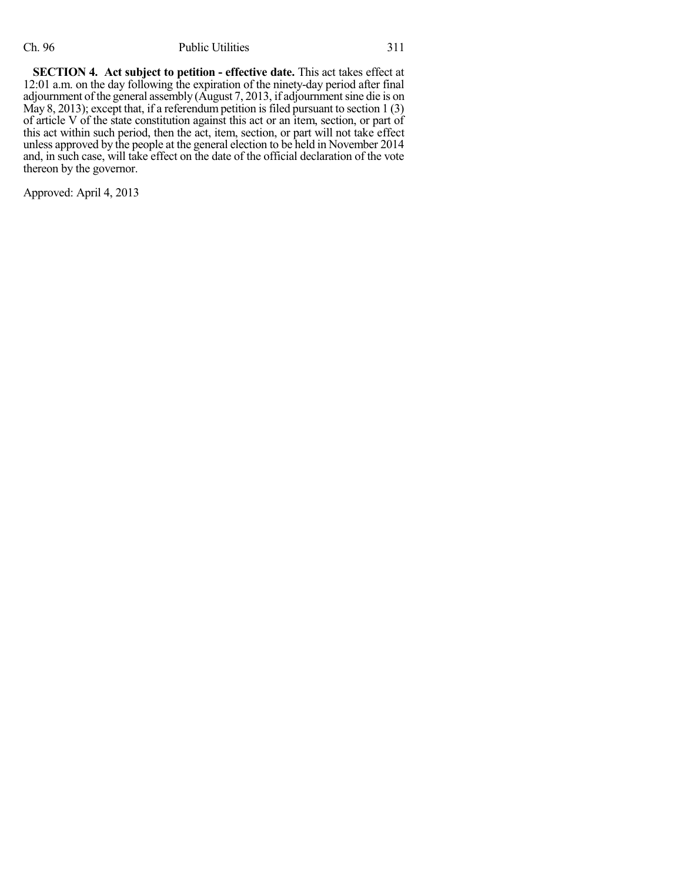**SECTION 4. Act subject to petition - effective date.** This act takes effect at 12:01 a.m. on the day following the expiration of the ninety-day period after final adjournment of the general assembly (August 7, 2013, if adjournment sine die is on May 8, 2013); except that, if a referendum petition is filed pursuant to section 1 (3) of article V of the state constitution against this act or an item, section, or part of this act within such period, then the act, item, section, or part will not take effect unless approved by the people at the general election to be held in November 2014 and, in such case, will take effect on the date of the official declaration of the vote thereon by the governor.

Approved: April 4, 2013